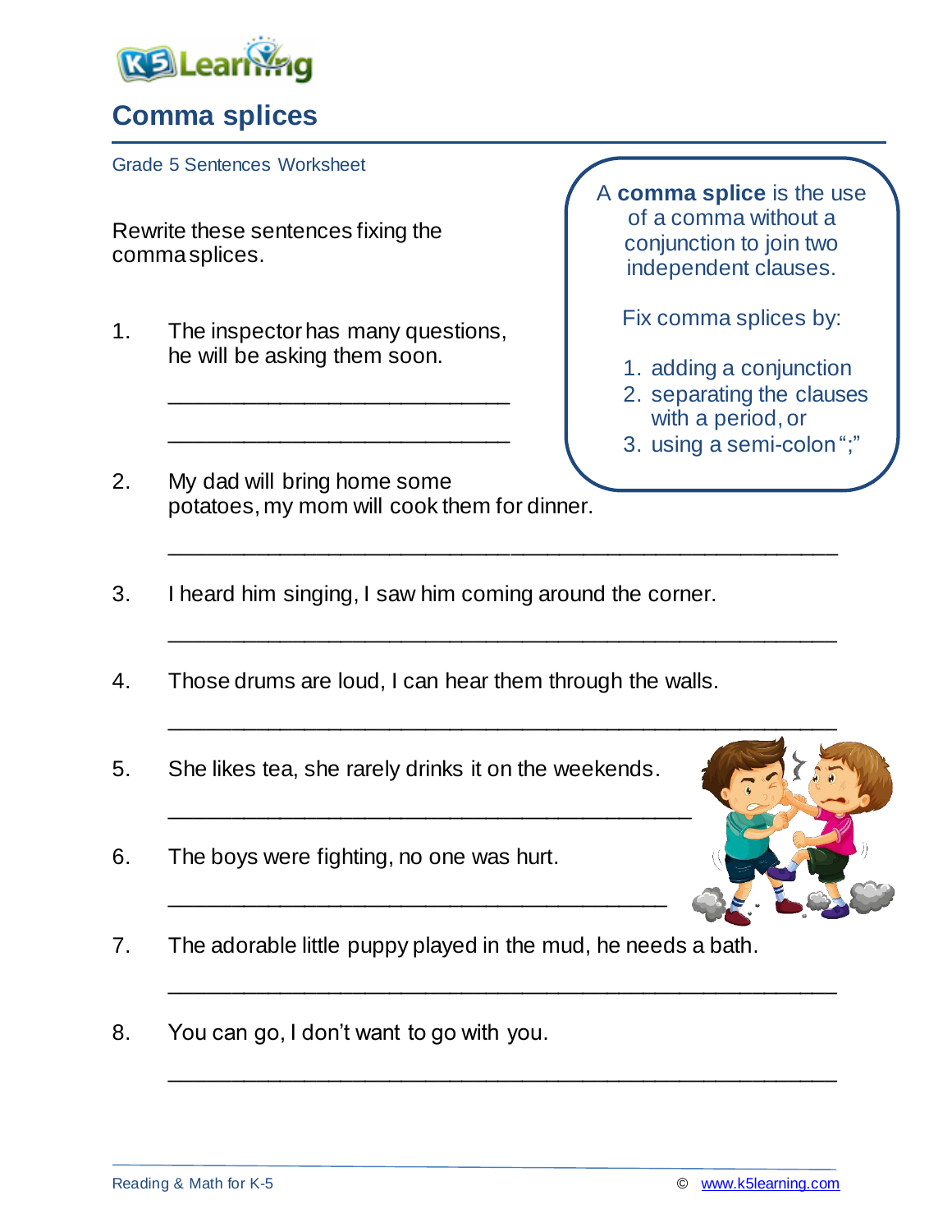# Comma splices

Grade 5 Sentences Worksheet

A **comma splice** is the use of a comma without a conjunction to join two independent clauses.

Fix comma splices by:

1. adding a conjunction
2. separating the clauses with a period, or
3. using a semi-colon ";"

Rewrite these sentences fixing the comma splices.

1. The inspector has many questions, he will be asking them soon.

   ______________________________

   ______________________________

2. My dad will bring home some potatoes, my mom will cook them for dinner.

   ______________________________

3. I heard him singing, I saw him coming around the corner.

   ______________________________

4. Those drums are loud, I can hear them through the walls.

   ______________________________

5. She likes tea, she rarely drinks it on the weekends.

   ______________________________

6. The boys were fighting, no one was hurt.

   ______________________________

7. The adorable little puppy played in the mud, he needs a bath.

   ______________________________

8. You can go, I don't want to go with you.

   ______________________________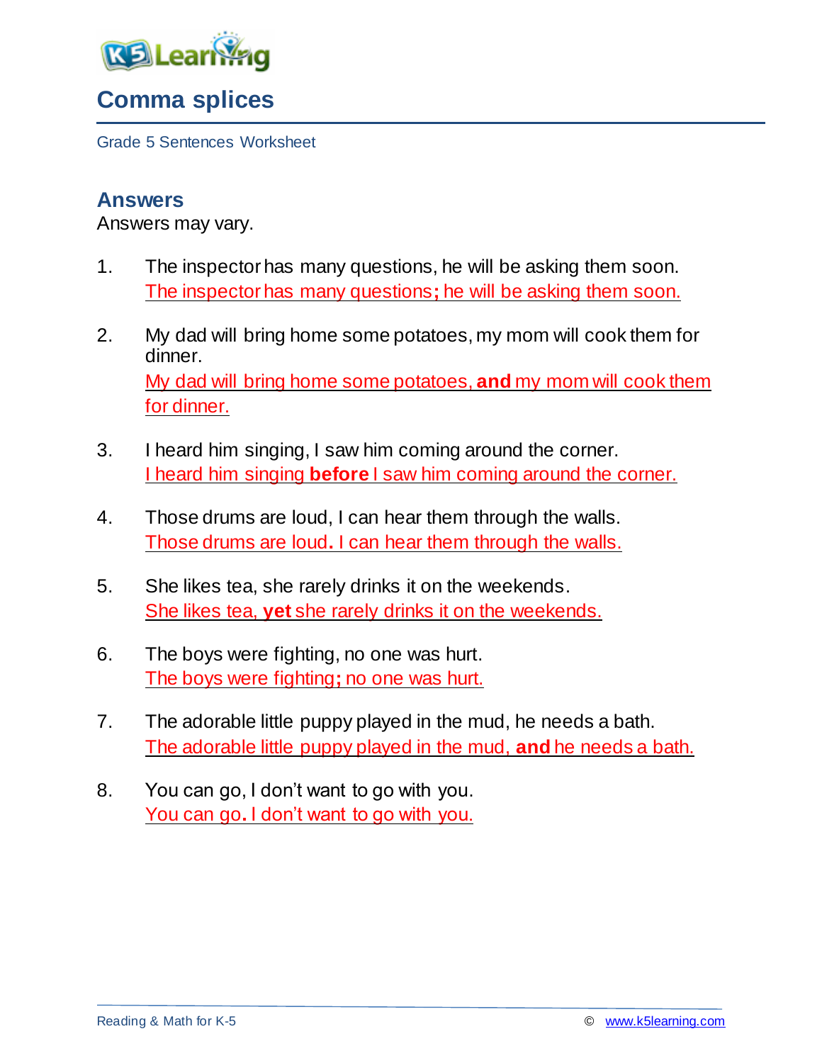# Comma splices

Grade 5 Sentences Worksheet

## Answers

Answers may vary.

1. The inspector has many questions, he will be asking them soon.
   The inspector has many questions**;** he will be asking them soon.

2. My dad will bring home some potatoes, my mom will cook them for dinner.
   My dad will bring home some potatoes, **and** my mom will cook them for dinner.

3. I heard him singing, I saw him coming around the corner.
   I heard him singing **before** I saw him coming around the corner.

4. Those drums are loud, I can hear them through the walls.
   Those drums are loud**.** I can hear them through the walls.

5. She likes tea, she rarely drinks it on the weekends.
   She likes tea, **yet** she rarely drinks it on the weekends.

6. The boys were fighting, no one was hurt.
   The boys were fighting**;** no one was hurt.

7. The adorable little puppy played in the mud, he needs a bath.
   The adorable little puppy played in the mud, **and** he needs a bath.

8. You can go, I don't want to go with you.
   You can go**.** I don't want to go with you.